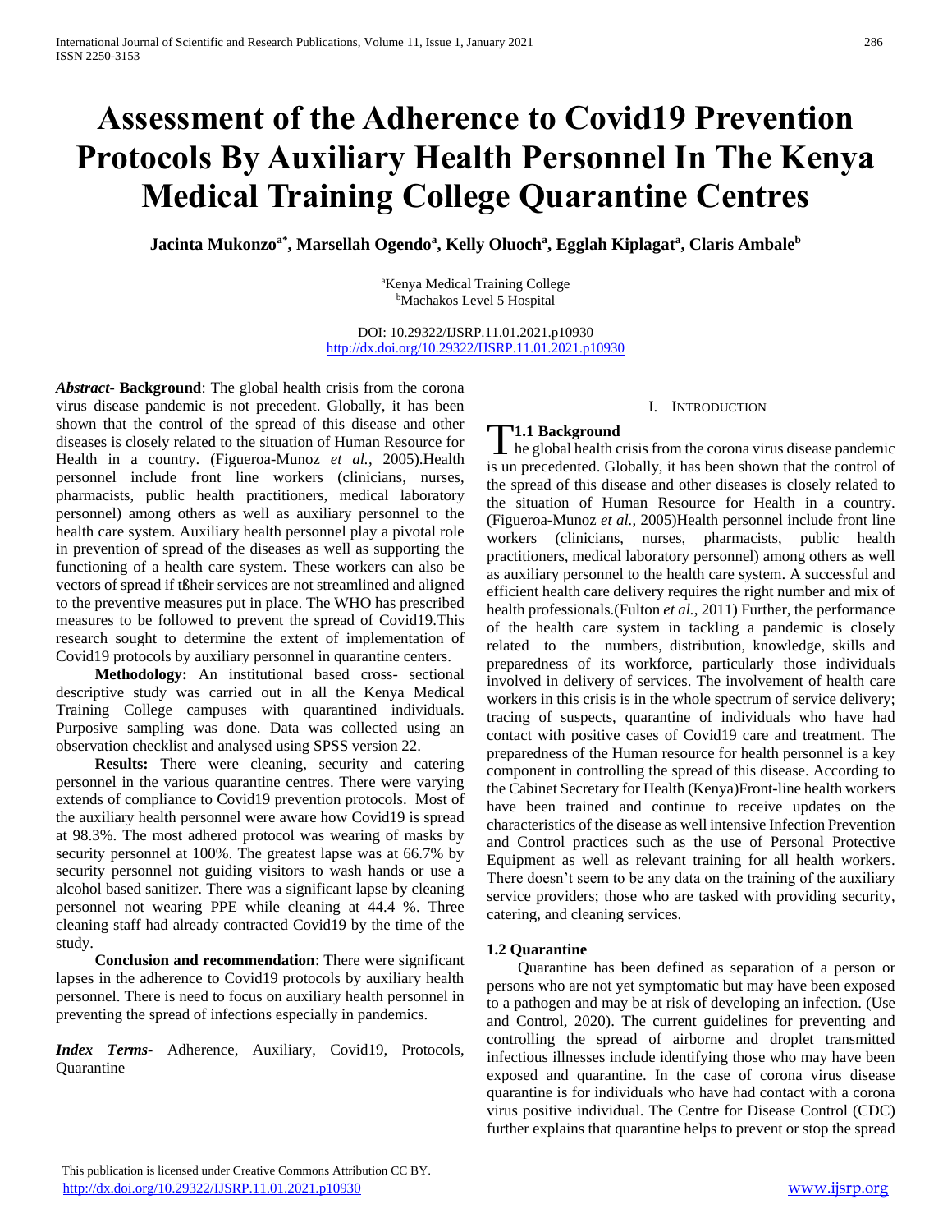# Assessment of the Adherence to Covid19 Prevention Protocols By Auxiliary Health Personnel In The Kenya Medical Training College Quarantine Centres

**Jacinta Mukonzo[a*], Marsellah Ogendo[a], Kelly Oluoch[a], Egglah Kiplagat[a], Claris Ambale[b]**

[a]Kenya Medical Training College
[b]Machakos Level 5 Hospital

DOI: 10.29322/IJSRP.11.01.2021.p10930
http://dx.doi.org/10.29322/IJSRP.11.01.2021.p10930

***Abstract*- Background**: The global health crisis from the corona virus disease pandemic is not precedent. Globally, it has been shown that the control of the spread of this disease and other diseases is closely related to the situation of Human Resource for Health in a country. (Figueroa-Munoz *et al.,* 2005).Health personnel include front line workers (clinicians, nurses, pharmacists, public health practitioners, medical laboratory personnel) among others as well as auxiliary personnel to the health care system. Auxiliary health personnel play a pivotal role in prevention of spread of the diseases as well as supporting the functioning of a health care system. These workers can also be vectors of spread if tßheir services are not streamlined and aligned to the preventive measures put in place. The WHO has prescribed measures to be followed to prevent the spread of Covid19.This research sought to determine the extent of implementation of Covid19 protocols by auxiliary personnel in quarantine centers.

**Methodology:** An institutional based cross- sectional descriptive study was carried out in all the Kenya Medical Training College campuses with quarantined individuals. Purposive sampling was done. Data was collected using an observation checklist and analysed using SPSS version 22.

**Results:** There were cleaning, security and catering personnel in the various quarantine centres. There were varying extends of compliance to Covid19 prevention protocols. Most of the auxiliary health personnel were aware how Covid19 is spread at 98.3%. The most adhered protocol was wearing of masks by security personnel at 100%. The greatest lapse was at 66.7% by security personnel not guiding visitors to wash hands or use a alcohol based sanitizer. There was a significant lapse by cleaning personnel not wearing PPE while cleaning at 44.4 %. Three cleaning staff had already contracted Covid19 by the time of the study.

**Conclusion and recommendation**: There were significant lapses in the adherence to Covid19 protocols by auxiliary health personnel. There is need to focus on auxiliary health personnel in preventing the spread of infections especially in pandemics.

***Index Terms*-** Adherence, Auxiliary, Covid19, Protocols, Quarantine

## I. Introduction

### 1.1 Background

The global health crisis from the corona virus disease pandemic is un precedented. Globally, it has been shown that the control of the spread of this disease and other diseases is closely related to the situation of Human Resource for Health in a country. (Figueroa-Munoz *et al.,* 2005)Health personnel include front line workers (clinicians, nurses, pharmacists, public health practitioners, medical laboratory personnel) among others as well as auxiliary personnel to the health care system. A successful and efficient health care delivery requires the right number and mix of health professionals.(Fulton *et al.,* 2011) Further, the performance of the health care system in tackling a pandemic is closely related to the numbers, distribution, knowledge, skills and preparedness of its workforce, particularly those individuals involved in delivery of services. The involvement of health care workers in this crisis is in the whole spectrum of service delivery; tracing of suspects, quarantine of individuals who have had contact with positive cases of Covid19 care and treatment. The preparedness of the Human resource for health personnel is a key component in controlling the spread of this disease. According to the Cabinet Secretary for Health (Kenya)Front-line health workers have been trained and continue to receive updates on the characteristics of the disease as well intensive Infection Prevention and Control practices such as the use of Personal Protective Equipment as well as relevant training for all health workers. There doesn't seem to be any data on the training of the auxiliary service providers; those who are tasked with providing security, catering, and cleaning services.

### 1.2 Quarantine

Quarantine has been defined as separation of a person or persons who are not yet symptomatic but may have been exposed to a pathogen and may be at risk of developing an infection. (Use and Control, 2020). The current guidelines for preventing and controlling the spread of airborne and droplet transmitted infectious illnesses include identifying those who may have been exposed and quarantine. In the case of corona virus disease quarantine is for individuals who have had contact with a corona virus positive individual. The Centre for Disease Control (CDC) further explains that quarantine helps to prevent or stop the spread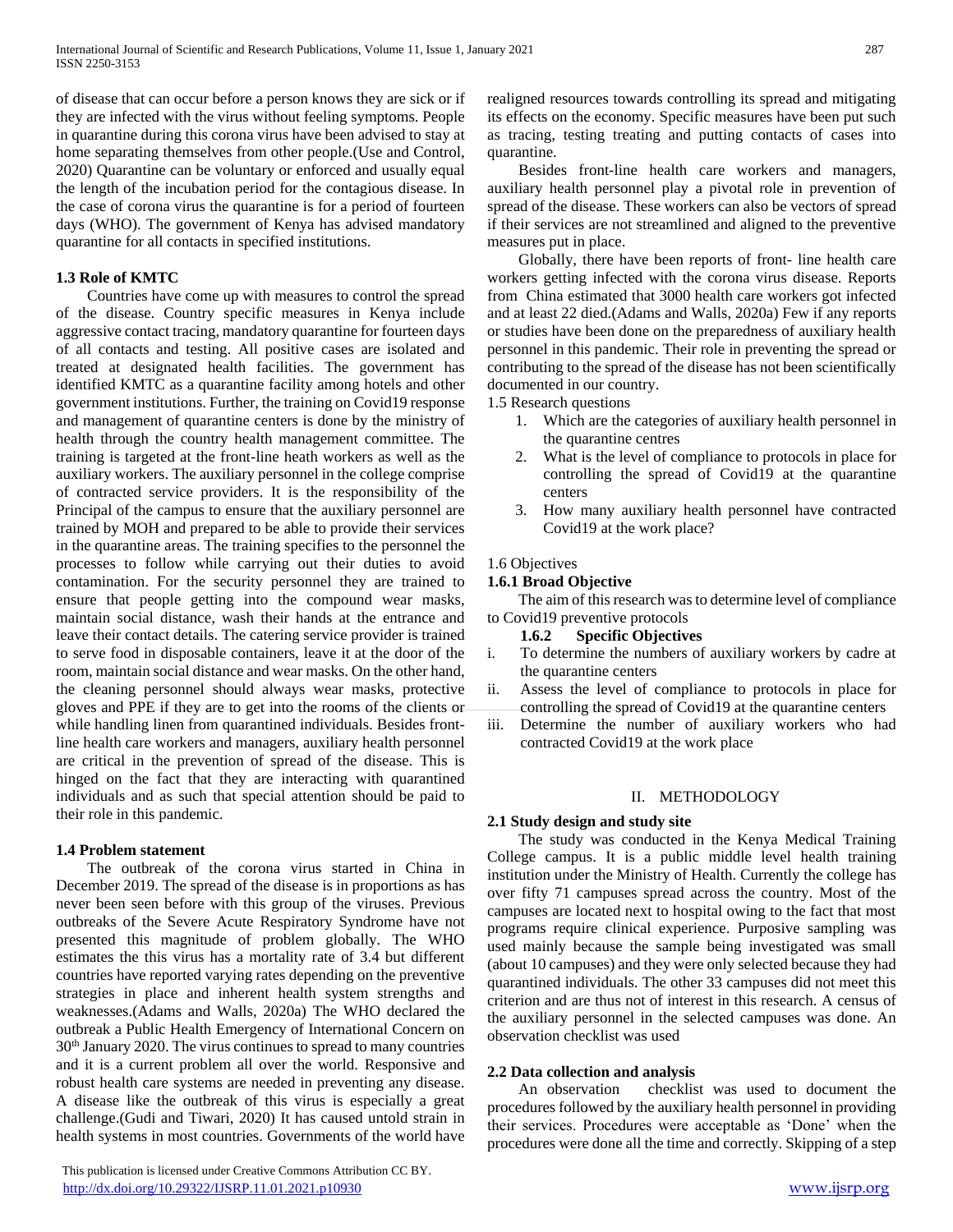of disease that can occur before a person knows they are sick or if they are infected with the virus without feeling symptoms. People in quarantine during this corona virus have been advised to stay at home separating themselves from other people.(Use and Control, 2020) Quarantine can be voluntary or enforced and usually equal the length of the incubation period for the contagious disease. In the case of corona virus the quarantine is for a period of fourteen days (WHO). The government of Kenya has advised mandatory quarantine for all contacts in specified institutions.

### 1.3 Role of KMTC

Countries have come up with measures to control the spread of the disease. Country specific measures in Kenya include aggressive contact tracing, mandatory quarantine for fourteen days of all contacts and testing. All positive cases are isolated and treated at designated health facilities. The government has identified KMTC as a quarantine facility among hotels and other government institutions. Further, the training on Covid19 response and management of quarantine centers is done by the ministry of health through the country health management committee. The training is targeted at the front-line heath workers as well as the auxiliary workers. The auxiliary personnel in the college comprise of contracted service providers. It is the responsibility of the Principal of the campus to ensure that the auxiliary personnel are trained by MOH and prepared to be able to provide their services in the quarantine areas. The training specifies to the personnel the processes to follow while carrying out their duties to avoid contamination. For the security personnel they are trained to ensure that people getting into the compound wear masks, maintain social distance, wash their hands at the entrance and leave their contact details. The catering service provider is trained to serve food in disposable containers, leave it at the door of the room, maintain social distance and wear masks. On the other hand, the cleaning personnel should always wear masks, protective gloves and PPE if they are to get into the rooms of the clients or while handling linen from quarantined individuals. Besides front-line health care workers and managers, auxiliary health personnel are critical in the prevention of spread of the disease. This is hinged on the fact that they are interacting with quarantined individuals and as such that special attention should be paid to their role in this pandemic.

### 1.4 Problem statement

The outbreak of the corona virus started in China in December 2019. The spread of the disease is in proportions as has never been seen before with this group of the viruses. Previous outbreaks of the Severe Acute Respiratory Syndrome have not presented this magnitude of problem globally. The WHO estimates the this virus has a mortality rate of 3.4 but different countries have reported varying rates depending on the preventive strategies in place and inherent health system strengths and weaknesses.(Adams and Walls, 2020a) The WHO declared the outbreak a Public Health Emergency of International Concern on 30th January 2020. The virus continues to spread to many countries and it is a current problem all over the world. Responsive and robust health care systems are needed in preventing any disease. A disease like the outbreak of this virus is especially a great challenge.(Gudi and Tiwari, 2020) It has caused untold strain in health systems in most countries. Governments of the world have realigned resources towards controlling its spread and mitigating its effects on the economy. Specific measures have been put such as tracing, testing treating and putting contacts of cases into quarantine.

Besides front-line health care workers and managers, auxiliary health personnel play a pivotal role in prevention of spread of the disease. These workers can also be vectors of spread if their services are not streamlined and aligned to the preventive measures put in place.

Globally, there have been reports of front- line health care workers getting infected with the corona virus disease. Reports from China estimated that 3000 health care workers got infected and at least 22 died.(Adams and Walls, 2020a) Few if any reports or studies have been done on the preparedness of auxiliary health personnel in this pandemic. Their role in preventing the spread or contributing to the spread of the disease has not been scientifically documented in our country.

1.5 Research questions

1. Which are the categories of auxiliary health personnel in the quarantine centres
2. What is the level of compliance to protocols in place for controlling the spread of Covid19 at the quarantine centers
3. How many auxiliary health personnel have contracted Covid19 at the work place?

1.6 Objectives

#### 1.6.1 Broad Objective

The aim of this research was to determine level of compliance to Covid19 preventive protocols

#### 1.6.2 Specific Objectives

i. To determine the numbers of auxiliary workers by cadre at the quarantine centers
ii. Assess the level of compliance to protocols in place for controlling the spread of Covid19 at the quarantine centers
iii. Determine the number of auxiliary workers who had contracted Covid19 at the work place

## II. METHODOLOGY

### 2.1 Study design and study site

The study was conducted in the Kenya Medical Training College campus. It is a public middle level health training institution under the Ministry of Health. Currently the college has over fifty 71 campuses spread across the country. Most of the campuses are located next to hospital owing to the fact that most programs require clinical experience. Purposive sampling was used mainly because the sample being investigated was small (about 10 campuses) and they were only selected because they had quarantined individuals. The other 33 campuses did not meet this criterion and are thus not of interest in this research. A census of the auxiliary personnel in the selected campuses was done. An observation checklist was used

### 2.2 Data collection and analysis

An observation checklist was used to document the procedures followed by the auxiliary health personnel in providing their services. Procedures were acceptable as 'Done' when the procedures were done all the time and correctly. Skipping of a step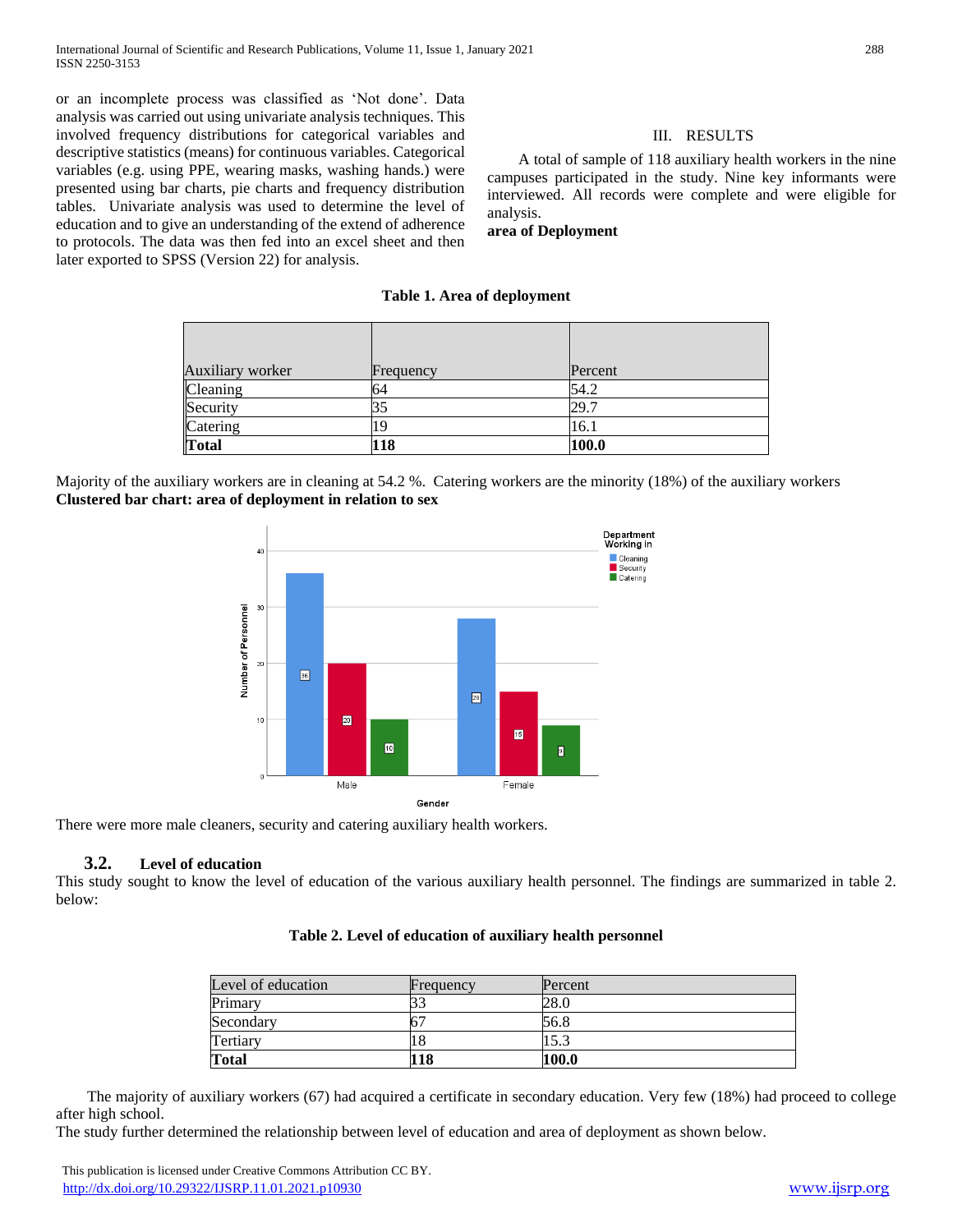or an incomplete process was classified as 'Not done'. Data analysis was carried out using univariate analysis techniques. This involved frequency distributions for categorical variables and descriptive statistics (means) for continuous variables. Categorical variables (e.g. using PPE, wearing masks, washing hands.) were presented using bar charts, pie charts and frequency distribution tables. Univariate analysis was used to determine the level of education and to give an understanding of the extend of adherence to protocols. The data was then fed into an excel sheet and then later exported to SPSS (Version 22) for analysis.

## III. RESULTS

A total of sample of 118 auxiliary health workers in the nine campuses participated in the study. Nine key informants were interviewed. All records were complete and were eligible for analysis.

**area of Deployment**

**Table 1. Area of deployment**

| Auxiliary worker | Frequency | Percent |
|---|---|---|
| Cleaning | 64 | 54.2 |
| Security | 35 | 29.7 |
| Catering | 19 | 16.1 |
| **Total** | **118** | **100.0** |

Majority of the auxiliary workers are in cleaning at 54.2 %. Catering workers are the minority (18%) of the auxiliary workers

**Clustered bar chart: area of deployment in relation to sex**

| Gender | Cleaning | Security | Catering |
|---|---|---|---|
| Male | 36 | 20 | 10 |
| Female | 28 | 15 | 9 |

There were more male cleaners, security and catering auxiliary health workers.

### 3.2. Level of education

This study sought to know the level of education of the various auxiliary health personnel. The findings are summarized in table 2. below:

**Table 2. Level of education of auxiliary health personnel**

| Level of education | Frequency | Percent |
|---|---|---|
| Primary | 33 | 28.0 |
| Secondary | 67 | 56.8 |
| Tertiary | 18 | 15.3 |
| **Total** | **118** | **100.0** |

The majority of auxiliary workers (67) had acquired a certificate in secondary education. Very few (18%) had proceed to college after high school.

The study further determined the relationship between level of education and area of deployment as shown below.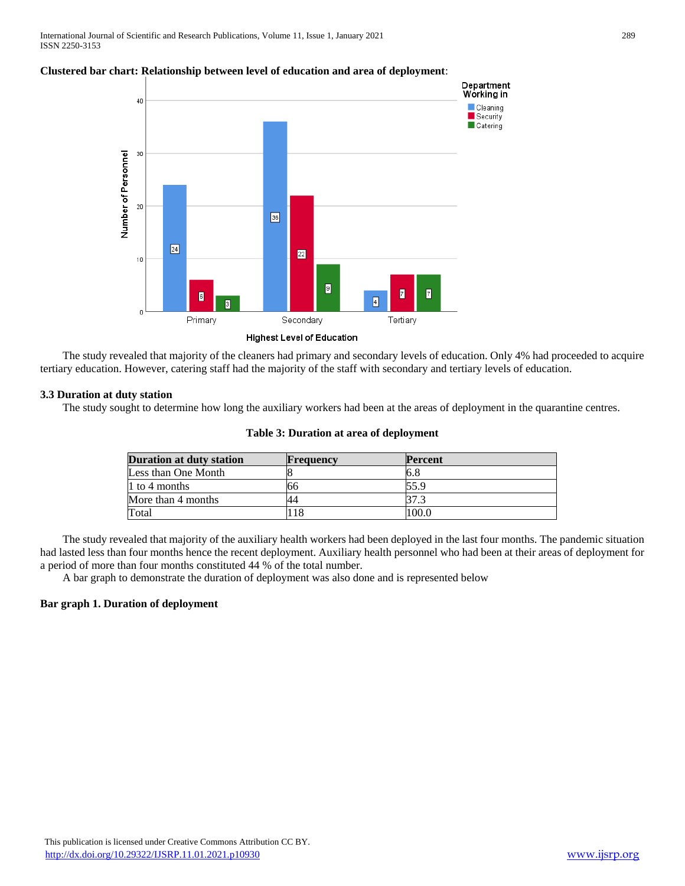**Clustered bar chart: Relationship between level of education and area of deployment**:

The study revealed that majority of the cleaners had primary and secondary levels of education. Only 4% had proceeded to acquire tertiary education. However, catering staff had the majority of the staff with secondary and tertiary levels of education.

### 3.3 Duration at duty station

The study sought to determine how long the auxiliary workers had been at the areas of deployment in the quarantine centres.

**Table 3: Duration at area of deployment**

| Duration at duty station | Frequency | Percent |
|---|---|---|
| Less than One Month | 8 | 6.8 |
| 1 to 4 months | 66 | 55.9 |
| More than 4 months | 44 | 37.3 |
| Total | 118 | 100.0 |

The study revealed that majority of the auxiliary health workers had been deployed in the last four months. The pandemic situation had lasted less than four months hence the recent deployment. Auxiliary health personnel who had been at their areas of deployment for a period of more than four months constituted 44 % of the total number.

A bar graph to demonstrate the duration of deployment was also done and is represented below

**Bar graph 1. Duration of deployment**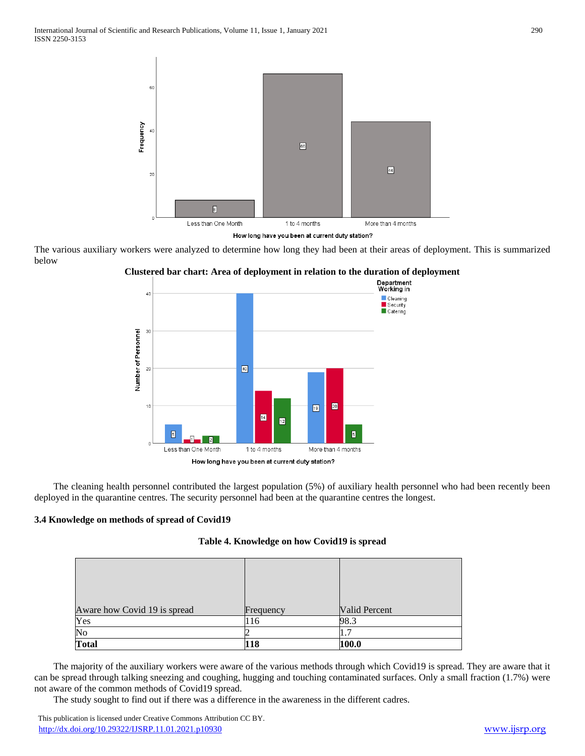The various auxiliary workers were analyzed to determine how long they had been at their areas of deployment. This is summarized below

**Clustered bar chart: Area of deployment in relation to the duration of deployment**

The cleaning health personnel contributed the largest population (5%) of auxiliary health personnel who had been recently been deployed in the quarantine centres. The security personnel had been at the quarantine centres the longest.

### 3.4 Knowledge on methods of spread of Covid19

**Table 4. Knowledge on how Covid19 is spread**

| Aware how Covid 19 is spread | Frequency | Valid Percent |
|---|---|---|
| Yes | 116 | 98.3 |
| No | 2 | 1.7 |
| **Total** | **118** | **100.0** |

The majority of the auxiliary workers were aware of the various methods through which Covid19 is spread. They are aware that it can be spread through talking sneezing and coughing, hugging and touching contaminated surfaces. Only a small fraction (1.7%) were not aware of the common methods of Covid19 spread.

The study sought to find out if there was a difference in the awareness in the different cadres.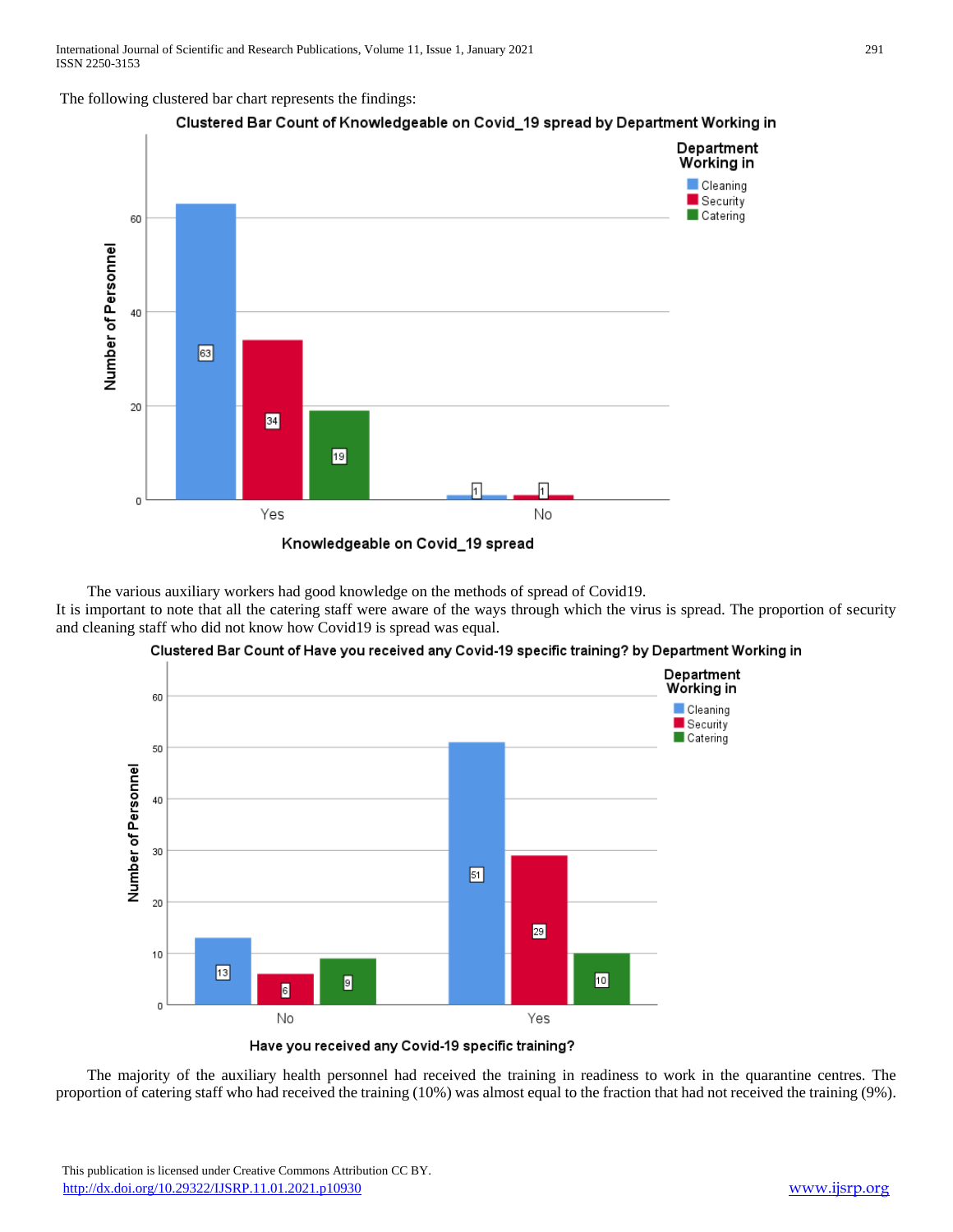The following clustered bar chart represents the findings:

**Clustered Bar Count of Knowledgeable on Covid_19 spread by Department Working in**

The various auxiliary workers had good knowledge on the methods of spread of Covid19. It is important to note that all the catering staff were aware of the ways through which the virus is spread. The proportion of security and cleaning staff who did not know how Covid19 is spread was equal.

**Clustered Bar Count of Have you received any Covid-19 specific training? by Department Working in**

The majority of the auxiliary health personnel had received the training in readiness to work in the quarantine centres. The proportion of catering staff who had received the training (10%) was almost equal to the fraction that had not received the training (9%).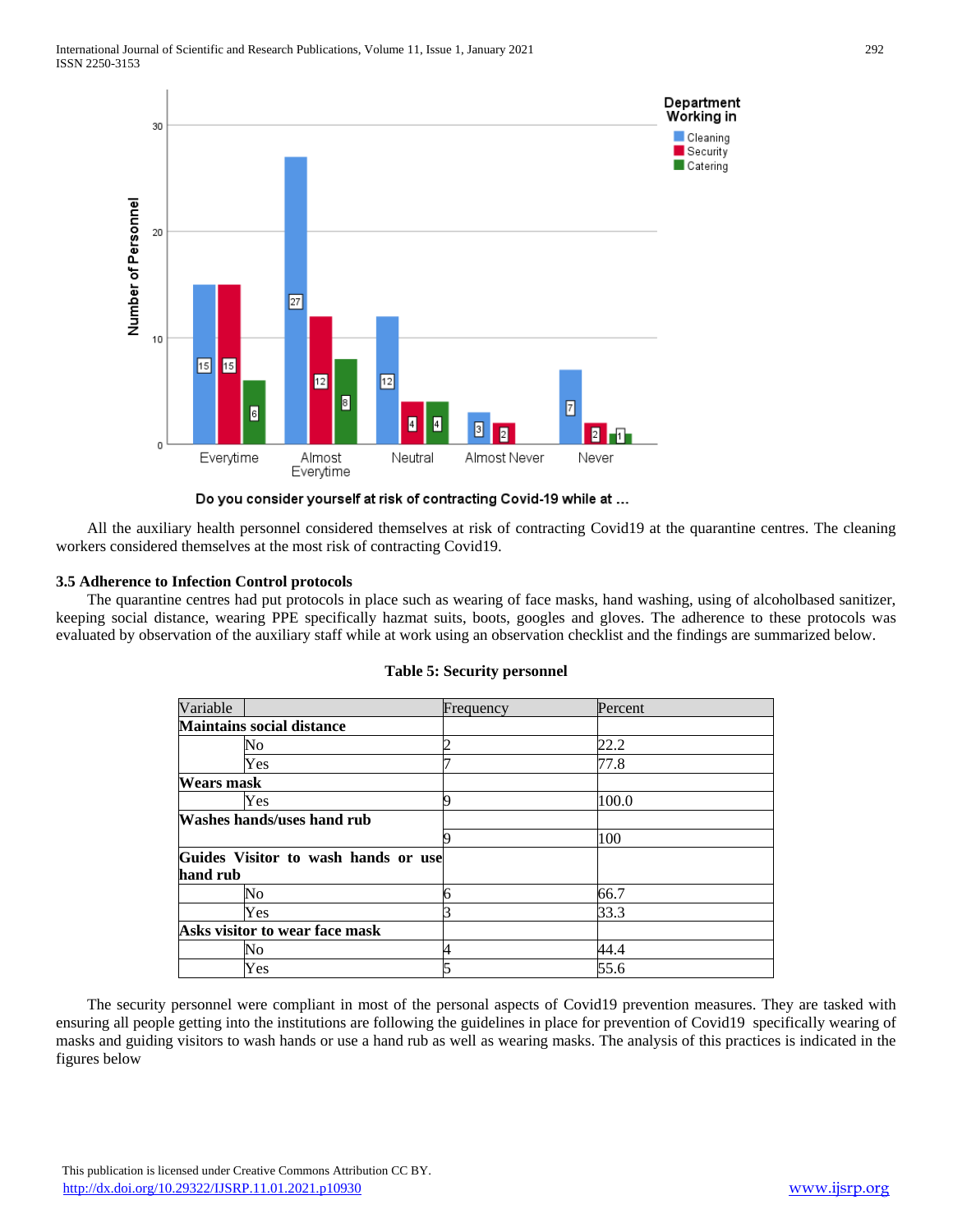All the auxiliary health personnel considered themselves at risk of contracting Covid19 at the quarantine centres. The cleaning workers considered themselves at the most risk of contracting Covid19.

### 3.5 Adherence to Infection Control protocols

The quarantine centres had put protocols in place such as wearing of face masks, hand washing, using of alcoholbased sanitizer, keeping social distance, wearing PPE specifically hazmat suits, boots, googles and gloves. The adherence to these protocols was evaluated by observation of the auxiliary staff while at work using an observation checklist and the findings are summarized below.

**Table 5: Security personnel**

| Variable | | Frequency | Percent |
|---|---|---|---|
| **Maintains social distance** | | | |
| | No | 2 | 22.2 |
| | Yes | 7 | 77.8 |
| **Wears mask** | | | |
| | Yes | 9 | 100.0 |
| **Washes hands/uses hand rub** | | | |
| | | 9 | 100 |
| **Guides Visitor to wash hands or use hand rub** | | | |
| | No | 6 | 66.7 |
| | Yes | 3 | 33.3 |
| **Asks visitor to wear face mask** | | | |
| | No | 4 | 44.4 |
| | Yes | 5 | 55.6 |

The security personnel were compliant in most of the personal aspects of Covid19 prevention measures. They are tasked with ensuring all people getting into the institutions are following the guidelines in place for prevention of Covid19 specifically wearing of masks and guiding visitors to wash hands or use a hand rub as well as wearing masks. The analysis of this practices is indicated in the figures below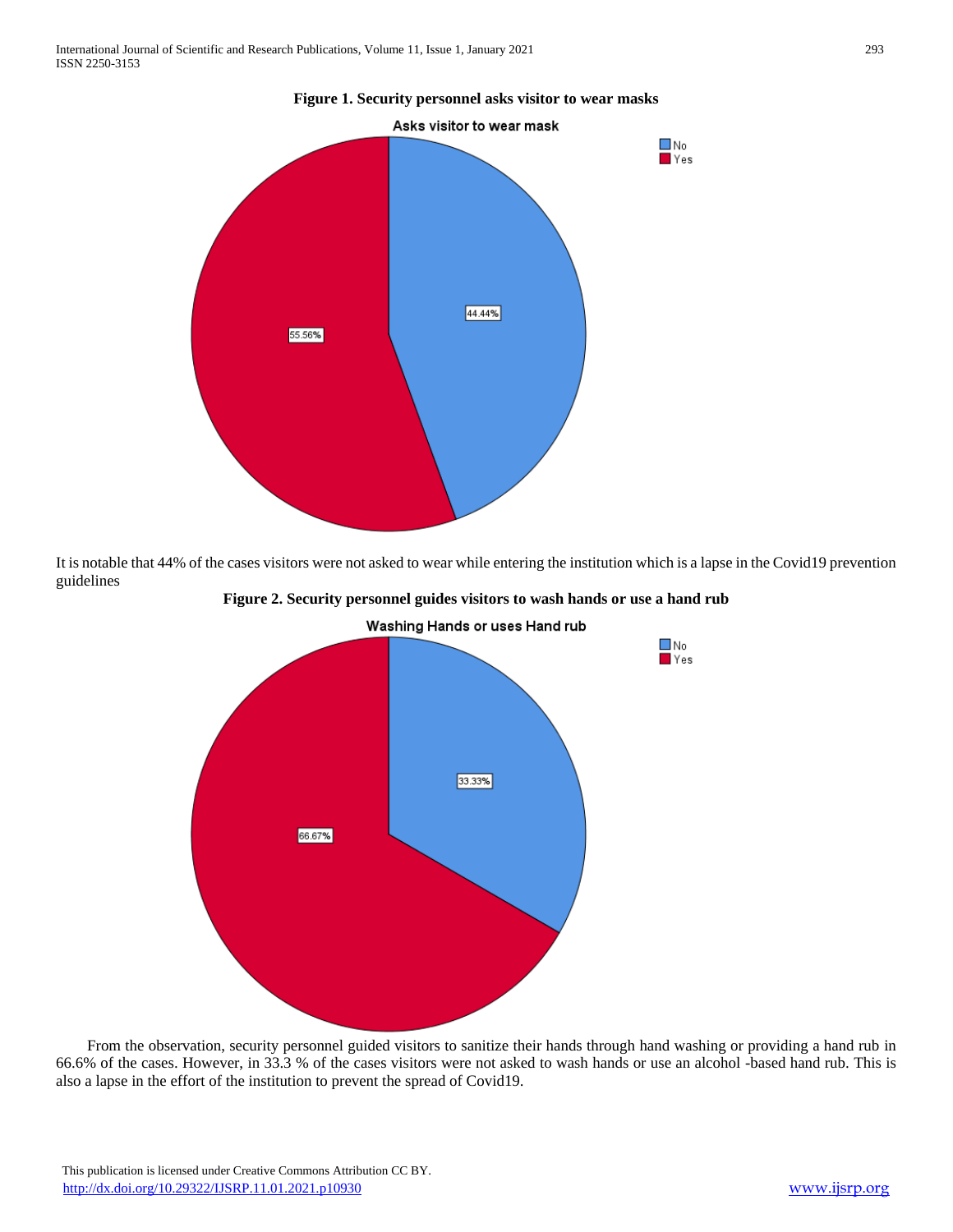**Figure 1. Security personnel asks visitor to wear masks**

It is notable that 44% of the cases visitors were not asked to wear while entering the institution which is a lapse in the Covid19 prevention guidelines

**Figure 2. Security personnel guides visitors to wash hands or use a hand rub**

From the observation, security personnel guided visitors to sanitize their hands through hand washing or providing a hand rub in 66.6% of the cases. However, in 33.3 % of the cases visitors were not asked to wash hands or use an alcohol -based hand rub. This is also a lapse in the effort of the institution to prevent the spread of Covid19.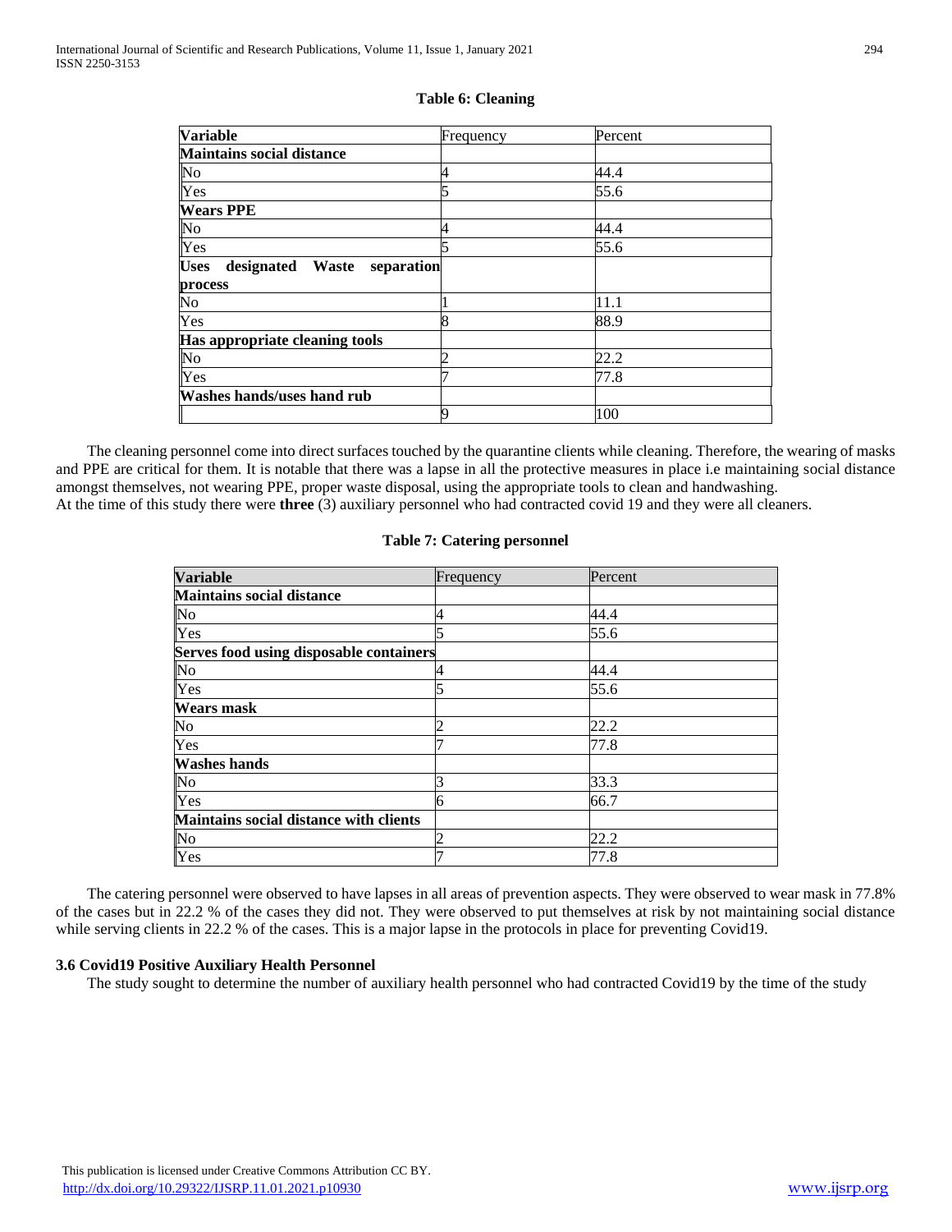**Table 6: Cleaning**

| Variable | Frequency | Percent |
|---|---|---|
| **Maintains social distance** | | |
| No | 4 | 44.4 |
| Yes | 5 | 55.6 |
| **Wears PPE** | | |
| No | 4 | 44.4 |
| Yes | 5 | 55.6 |
| **Uses designated Waste separation process** | | |
| No | 1 | 11.1 |
| Yes | 8 | 88.9 |
| **Has appropriate cleaning tools** | | |
| No | 2 | 22.2 |
| Yes | 7 | 77.8 |
| **Washes hands/uses hand rub** | | |
| | 9 | 100 |

The cleaning personnel come into direct surfaces touched by the quarantine clients while cleaning. Therefore, the wearing of masks and PPE are critical for them. It is notable that there was a lapse in all the protective measures in place i.e maintaining social distance amongst themselves, not wearing PPE, proper waste disposal, using the appropriate tools to clean and handwashing.
At the time of this study there were **three** (3) auxiliary personnel who had contracted covid 19 and they were all cleaners.

**Table 7: Catering personnel**

| Variable | Frequency | Percent |
|---|---|---|
| **Maintains social distance** | | |
| No | 4 | 44.4 |
| Yes | 5 | 55.6 |
| **Serves food using disposable containers** | | |
| No | 4 | 44.4 |
| Yes | 5 | 55.6 |
| **Wears mask** | | |
| No | 2 | 22.2 |
| Yes | 7 | 77.8 |
| **Washes hands** | | |
| No | 3 | 33.3 |
| Yes | 6 | 66.7 |
| **Maintains social distance with clients** | | |
| No | 2 | 22.2 |
| Yes | 7 | 77.8 |

The catering personnel were observed to have lapses in all areas of prevention aspects. They were observed to wear mask in 77.8% of the cases but in 22.2 % of the cases they did not. They were observed to put themselves at risk by not maintaining social distance while serving clients in 22.2 % of the cases. This is a major lapse in the protocols in place for preventing Covid19.

### 3.6 Covid19 Positive Auxiliary Health Personnel

The study sought to determine the number of auxiliary health personnel who had contracted Covid19 by the time of the study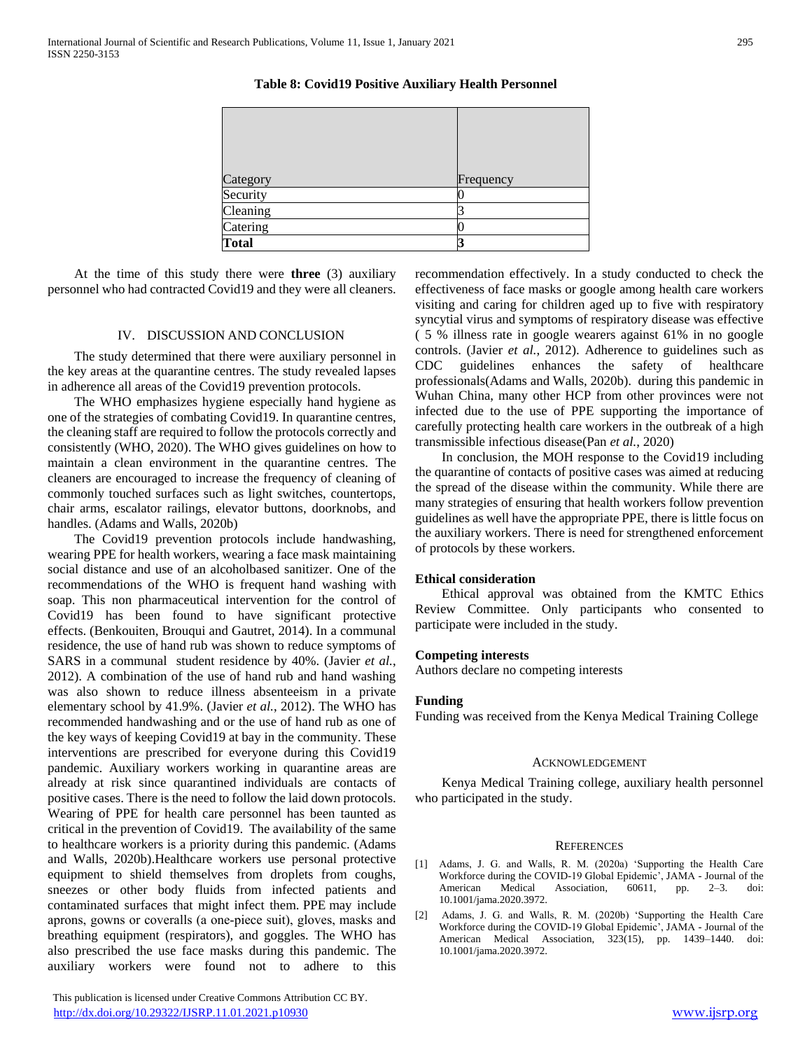**Table 8: Covid19 Positive Auxiliary Health Personnel**

| Category | Frequency |
|---|---|
| Security | 0 |
| Cleaning | 3 |
| Catering | 0 |
| **Total** | **3** |

At the time of this study there were **three** (3) auxiliary personnel who had contracted Covid19 and they were all cleaners.

## IV. DISCUSSION AND CONCLUSION

The study determined that there were auxiliary personnel in the key areas at the quarantine centres. The study revealed lapses in adherence all areas of the Covid19 prevention protocols.

The WHO emphasizes hygiene especially hand hygiene as one of the strategies of combating Covid19. In quarantine centres, the cleaning staff are required to follow the protocols correctly and consistently (WHO, 2020). The WHO gives guidelines on how to maintain a clean environment in the quarantine centres. The cleaners are encouraged to increase the frequency of cleaning of commonly touched surfaces such as light switches, countertops, chair arms, escalator railings, elevator buttons, doorknobs, and handles. (Adams and Walls, 2020b)

The Covid19 prevention protocols include handwashing, wearing PPE for health workers, wearing a face mask maintaining social distance and use of an alcoholbased sanitizer. One of the recommendations of the WHO is frequent hand washing with soap. This non pharmaceutical intervention for the control of Covid19 has been found to have significant protective effects. (Benkouiten, Brouqui and Gautret, 2014). In a communal residence, the use of hand rub was shown to reduce symptoms of SARS in a communal student residence by 40%. (Javier *et al.*, 2012). A combination of the use of hand rub and hand washing was also shown to reduce illness absenteeism in a private elementary school by 41.9%. (Javier *et al.*, 2012). The WHO has recommended handwashing and or the use of hand rub as one of the key ways of keeping Covid19 at bay in the community. These interventions are prescribed for everyone during this Covid19 pandemic. Auxiliary workers working in quarantine areas are already at risk since quarantined individuals are contacts of positive cases. There is the need to follow the laid down protocols. Wearing of PPE for health care personnel has been taunted as critical in the prevention of Covid19. The availability of the same to healthcare workers is a priority during this pandemic. (Adams and Walls, 2020b).Healthcare workers use personal protective equipment to shield themselves from droplets from coughs, sneezes or other body fluids from infected patients and contaminated surfaces that might infect them. PPE may include aprons, gowns or coveralls (a one-piece suit), gloves, masks and breathing equipment (respirators), and goggles. The WHO has also prescribed the use face masks during this pandemic. The auxiliary workers were found not to adhere to this recommendation effectively. In a study conducted to check the effectiveness of face masks or google among health care workers visiting and caring for children aged up to five with respiratory syncytial virus and symptoms of respiratory disease was effective ( 5 % illness rate in google wearers against 61% in no google controls. (Javier *et al.*, 2012). Adherence to guidelines such as CDC guidelines enhances the safety of healthcare professionals(Adams and Walls, 2020b). during this pandemic in Wuhan China, many other HCP from other provinces were not infected due to the use of PPE supporting the importance of carefully protecting health care workers in the outbreak of a high transmissible infectious disease(Pan *et al.*, 2020)

In conclusion, the MOH response to the Covid19 including the quarantine of contacts of positive cases was aimed at reducing the spread of the disease within the community. While there are many strategies of ensuring that health workers follow prevention guidelines as well have the appropriate PPE, there is little focus on the auxiliary workers. There is need for strengthened enforcement of protocols by these workers.

### Ethical consideration

Ethical approval was obtained from the KMTC Ethics Review Committee. Only participants who consented to participate were included in the study.

### Competing interests

Authors declare no competing interests

### Funding

Funding was received from the Kenya Medical Training College

## ACKNOWLEDGEMENT

Kenya Medical Training college, auxiliary health personnel who participated in the study.

## REFERENCES

[1] Adams, J. G. and Walls, R. M. (2020a) 'Supporting the Health Care Workforce during the COVID-19 Global Epidemic', JAMA - Journal of the American Medical Association, 60611, pp. 2–3. doi: 10.1001/jama.2020.3972.

[2] Adams, J. G. and Walls, R. M. (2020b) 'Supporting the Health Care Workforce during the COVID-19 Global Epidemic', JAMA - Journal of the American Medical Association, 323(15), pp. 1439–1440. doi: 10.1001/jama.2020.3972.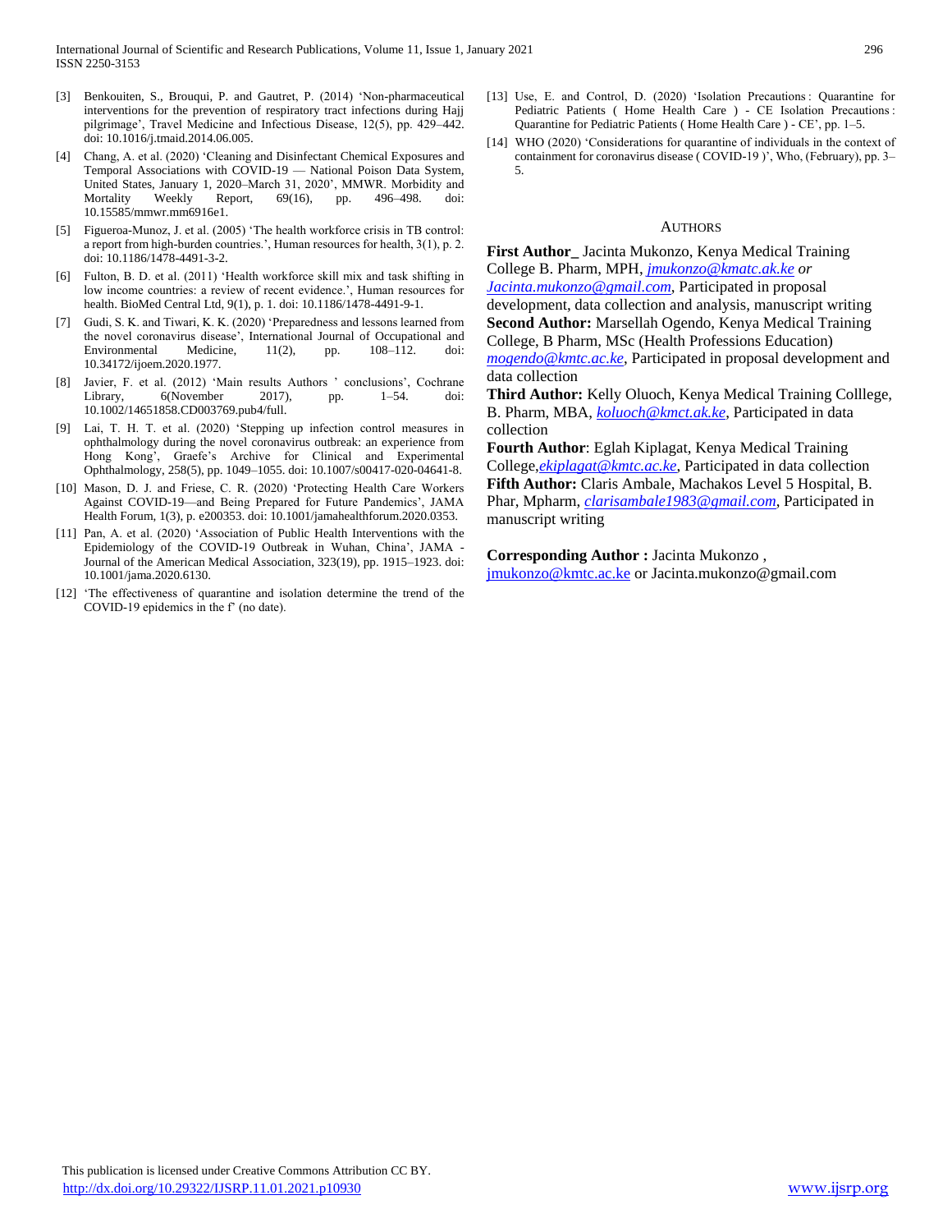[3] Benkouiten, S., Brouqui, P. and Gautret, P. (2014) 'Non-pharmaceutical interventions for the prevention of respiratory tract infections during Hajj pilgrimage', Travel Medicine and Infectious Disease, 12(5), pp. 429–442. doi: 10.1016/j.tmaid.2014.06.005.

[4] Chang, A. et al. (2020) 'Cleaning and Disinfectant Chemical Exposures and Temporal Associations with COVID-19 — National Poison Data System, United States, January 1, 2020–March 31, 2020', MMWR. Morbidity and Mortality Weekly Report, 69(16), pp. 496–498. doi: 10.15585/mmwr.mm6916e1.

[5] Figueroa-Munoz, J. et al. (2005) 'The health workforce crisis in TB control: a report from high-burden countries.', Human resources for health, 3(1), p. 2. doi: 10.1186/1478-4491-3-2.

[6] Fulton, B. D. et al. (2011) 'Health workforce skill mix and task shifting in low income countries: a review of recent evidence.', Human resources for health. BioMed Central Ltd, 9(1), p. 1. doi: 10.1186/1478-4491-9-1.

[7] Gudi, S. K. and Tiwari, K. K. (2020) 'Preparedness and lessons learned from the novel coronavirus disease', International Journal of Occupational and Environmental Medicine, 11(2), pp. 108–112. doi: 10.34172/ijoem.2020.1977.

[8] Javier, F. et al. (2012) 'Main results Authors ' conclusions', Cochrane Library, 6(November 2017), pp. 1–54. doi: 10.1002/14651858.CD003769.pub4/full.

[9] Lai, T. H. T. et al. (2020) 'Stepping up infection control measures in ophthalmology during the novel coronavirus outbreak: an experience from Hong Kong', Graefe's Archive for Clinical and Experimental Ophthalmology, 258(5), pp. 1049–1055. doi: 10.1007/s00417-020-04641-8.

[10] Mason, D. J. and Friese, C. R. (2020) 'Protecting Health Care Workers Against COVID-19—and Being Prepared for Future Pandemics', JAMA Health Forum, 1(3), p. e200353. doi: 10.1001/jamahealthforum.2020.0353.

[11] Pan, A. et al. (2020) 'Association of Public Health Interventions with the Epidemiology of the COVID-19 Outbreak in Wuhan, China', JAMA - Journal of the American Medical Association, 323(19), pp. 1915–1923. doi: 10.1001/jama.2020.6130.

[12] 'The effectiveness of quarantine and isolation determine the trend of the COVID-19 epidemics in the f' (no date).

[13] Use, E. and Control, D. (2020) 'Isolation Precautions : Quarantine for Pediatric Patients ( Home Health Care ) - CE Isolation Precautions : Quarantine for Pediatric Patients ( Home Health Care ) - CE', pp. 1–5.

[14] WHO (2020) 'Considerations for quarantine of individuals in the context of containment for coronavirus disease ( COVID-19 )', Who, (February), pp. 3–5.

## Authors

**First Author_** Jacinta Mukonzo, Kenya Medical Training College B. Pharm, MPH, *jmukonzo@kmatc.ak.ke or Jacinta.mukonzo@gmail.com*, Participated in proposal development, data collection and analysis, manuscript writing

**Second Author:** Marsellah Ogendo, Kenya Medical Training College, B Pharm, MSc (Health Professions Education) *mogendo@kmtc.ac.ke*, Participated in proposal development and data collection

**Third Author:** Kelly Oluoch, Kenya Medical Training Colllege, B. Pharm, MBA, *koluoch@kmct.ak.ke*, Participated in data collection

**Fourth Author**: Eglah Kiplagat, Kenya Medical Training College,*ekiplagat@kmtc.ac.ke*, Participated in data collection

**Fifth Author:** Claris Ambale, Machakos Level 5 Hospital, B. Phar, Mpharm, *clarisambale1983@gmail.com*, Participated in manuscript writing

**Corresponding Author :** Jacinta Mukonzo , jmukonzo@kmtc.ac.ke or Jacinta.mukonzo@gmail.com